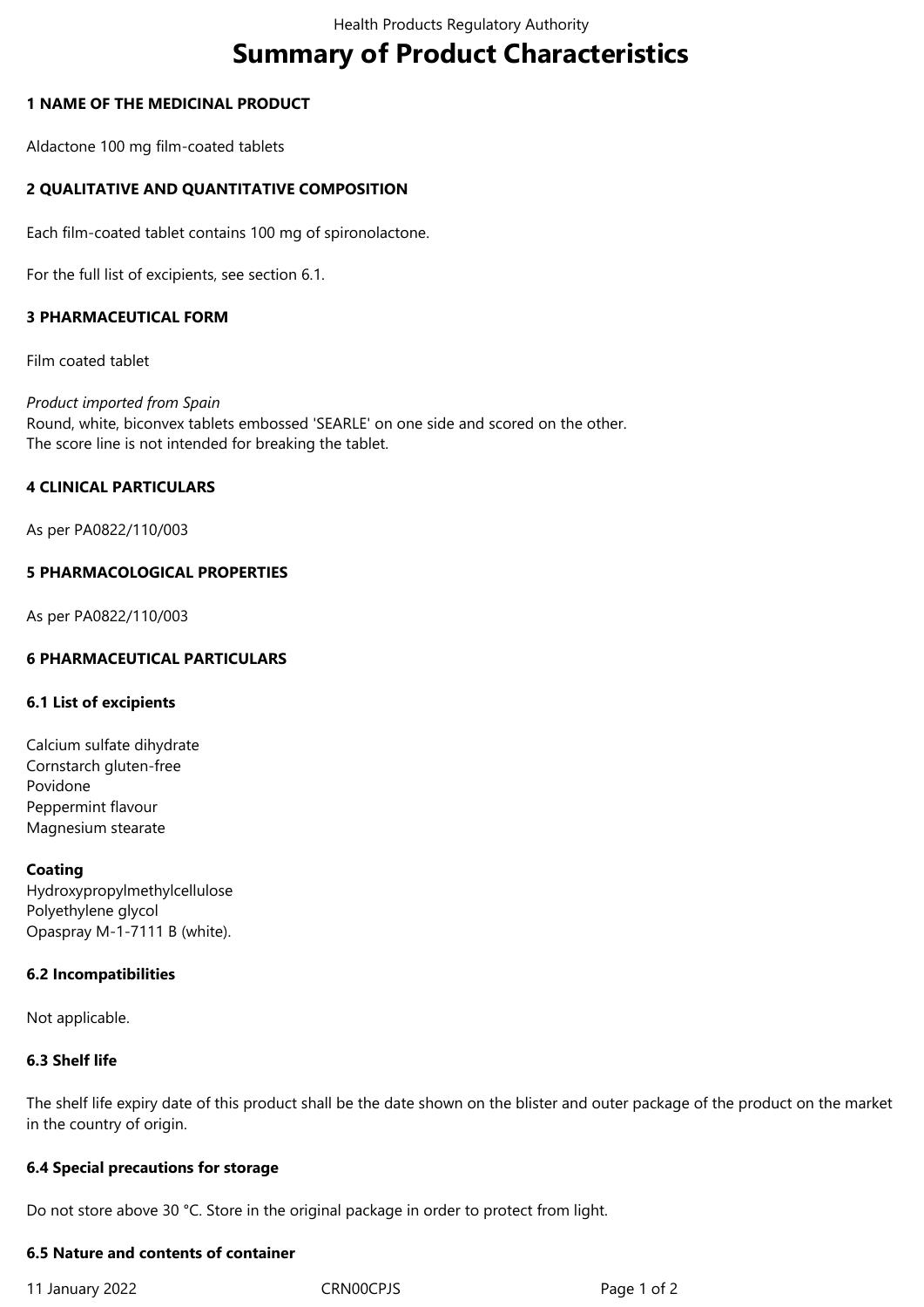# Summary of Product Characteristics

## 1 NAME OF THE MEDICINAL PRODUCT

Aldactone 100 mg film-coated tablets

## 2 QUALITATIVE AND QUANTITATIVE COMPOSITION

Each film-coated tablet contains 100 mg of spironolactone.

For the full list of excipients, see section 6.1.

## 3 PHARMACEUTICAL FORM

Film coated tablet

*Product imported from Spain*
Round, white, biconvex tablets embossed 'SEARLE' on one side and scored on the other.
The score line is not intended for breaking the tablet.

## 4 CLINICAL PARTICULARS

As per PA0822/110/003

## 5 PHARMACOLOGICAL PROPERTIES

As per PA0822/110/003

## 6 PHARMACEUTICAL PARTICULARS

### 6.1 List of excipients

Calcium sulfate dihydrate
Cornstarch gluten-free
Povidone
Peppermint flavour
Magnesium stearate

**Coating**
Hydroxypropylmethylcellulose
Polyethylene glycol
Opaspray M-1-7111 B (white).

### 6.2 Incompatibilities

Not applicable.

### 6.3 Shelf life

The shelf life expiry date of this product shall be the date shown on the blister and outer package of the product on the market in the country of origin.

### 6.4 Special precautions for storage

Do not store above 30 °C. Store in the original package in order to protect from light.

### 6.5 Nature and contents of container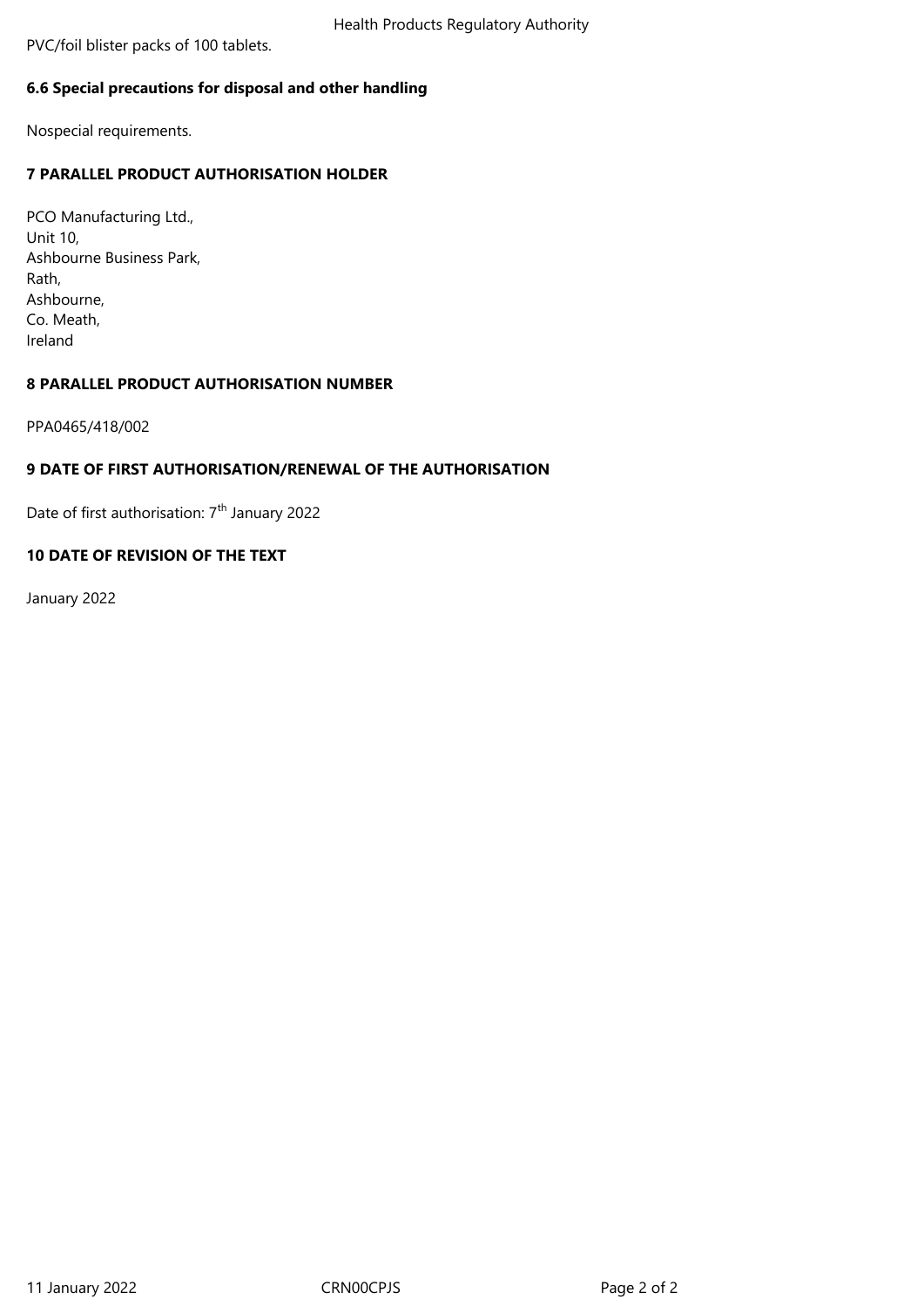PVC/foil blister packs of 100 tablets.

### 6.6 Special precautions for disposal and other handling

Nospecial requirements.

## 7 PARALLEL PRODUCT AUTHORISATION HOLDER

PCO Manufacturing Ltd.,
Unit 10,
Ashbourne Business Park,
Rath,
Ashbourne,
Co. Meath,
Ireland

## 8 PARALLEL PRODUCT AUTHORISATION NUMBER

PPA0465/418/002

## 9 DATE OF FIRST AUTHORISATION/RENEWAL OF THE AUTHORISATION

Date of first authorisation: 7th January 2022

## 10 DATE OF REVISION OF THE TEXT

January 2022